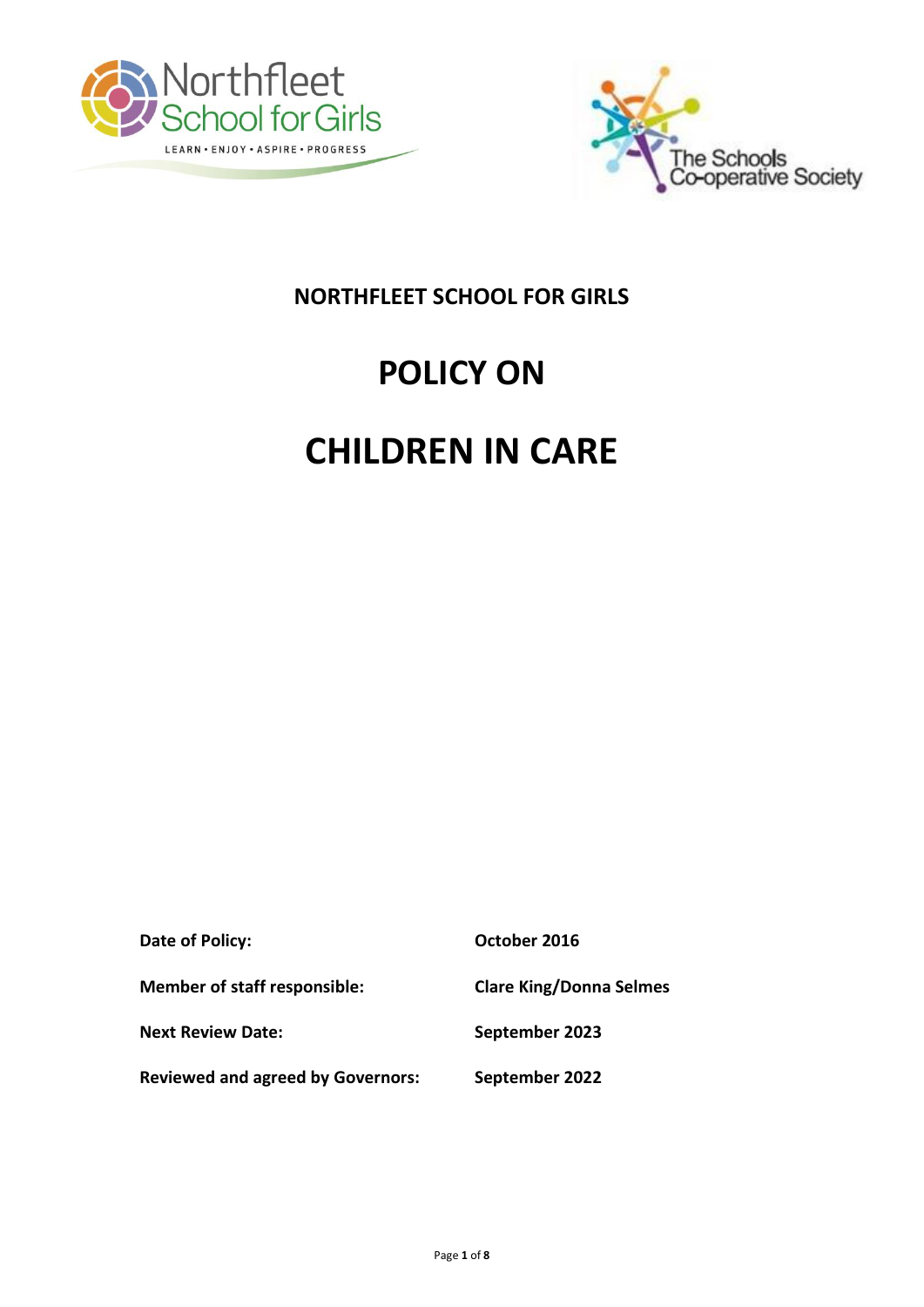# NORTHFLEET SCHOOL FOR GIRLS

# POLICY ON

# CHILDREN IN CARE

| | |
|---|---|
| **Date of Policy:** | **October 2016** |
| **Member of staff responsible:** | **Clare King/Donna Selmes** |
| **Next Review Date:** | **September 2023** |
| **Reviewed and agreed by Governors:** | **September 2022** |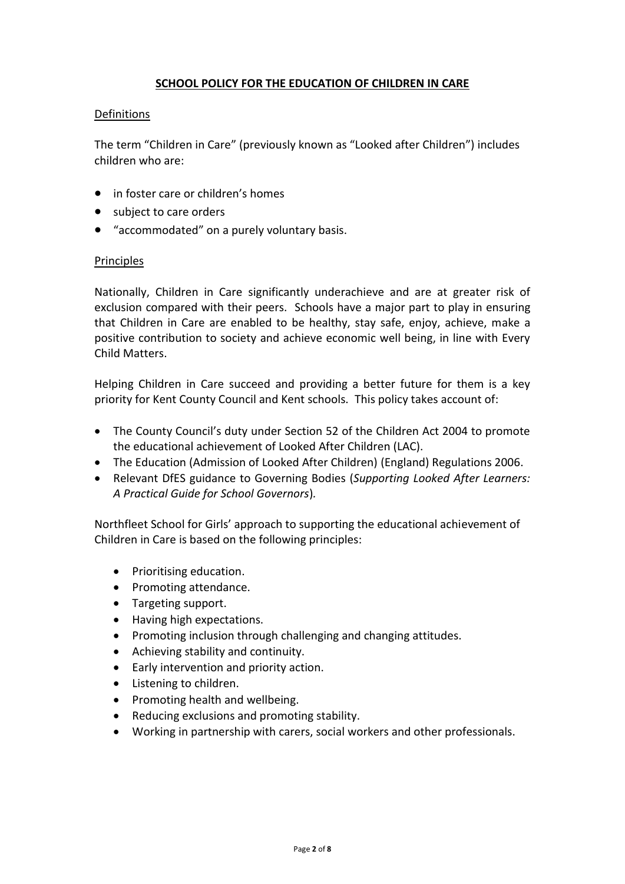# **SCHOOL POLICY FOR THE EDUCATION OF CHILDREN IN CARE**

## Definitions

The term "Children in Care" (previously known as "Looked after Children") includes children who are:

- in foster care or children's homes
- subject to care orders
- "accommodated" on a purely voluntary basis.

## Principles

Nationally, Children in Care significantly underachieve and are at greater risk of exclusion compared with their peers. Schools have a major part to play in ensuring that Children in Care are enabled to be healthy, stay safe, enjoy, achieve, make a positive contribution to society and achieve economic well being, in line with Every Child Matters.

Helping Children in Care succeed and providing a better future for them is a key priority for Kent County Council and Kent schools. This policy takes account of:

- The County Council's duty under Section 52 of the Children Act 2004 to promote the educational achievement of Looked After Children (LAC).
- The Education (Admission of Looked After Children) (England) Regulations 2006.
- Relevant DfES guidance to Governing Bodies (*Supporting Looked After Learners: A Practical Guide for School Governors*).

Northfleet School for Girls' approach to supporting the educational achievement of Children in Care is based on the following principles:

- Prioritising education.
- Promoting attendance.
- Targeting support.
- Having high expectations.
- Promoting inclusion through challenging and changing attitudes.
- Achieving stability and continuity.
- Early intervention and priority action.
- Listening to children.
- Promoting health and wellbeing.
- Reducing exclusions and promoting stability.
- Working in partnership with carers, social workers and other professionals.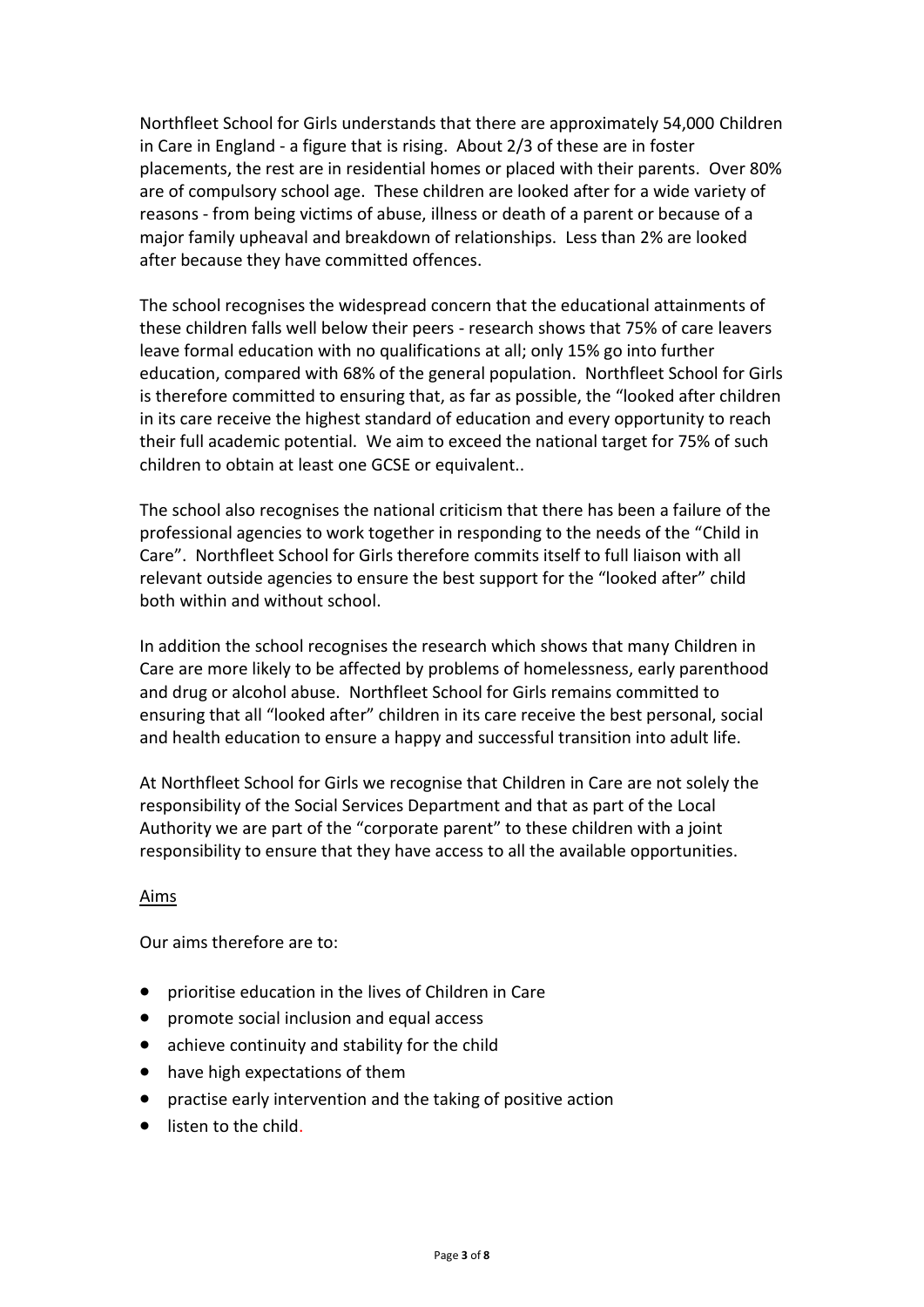Northfleet School for Girls understands that there are approximately 54,000 Children in Care in England - a figure that is rising. About 2/3 of these are in foster placements, the rest are in residential homes or placed with their parents. Over 80% are of compulsory school age. These children are looked after for a wide variety of reasons - from being victims of abuse, illness or death of a parent or because of a major family upheaval and breakdown of relationships. Less than 2% are looked after because they have committed offences.

The school recognises the widespread concern that the educational attainments of these children falls well below their peers - research shows that 75% of care leavers leave formal education with no qualifications at all; only 15% go into further education, compared with 68% of the general population. Northfleet School for Girls is therefore committed to ensuring that, as far as possible, the "looked after children in its care receive the highest standard of education and every opportunity to reach their full academic potential. We aim to exceed the national target for 75% of such children to obtain at least one GCSE or equivalent..

The school also recognises the national criticism that there has been a failure of the professional agencies to work together in responding to the needs of the "Child in Care". Northfleet School for Girls therefore commits itself to full liaison with all relevant outside agencies to ensure the best support for the "looked after" child both within and without school.

In addition the school recognises the research which shows that many Children in Care are more likely to be affected by problems of homelessness, early parenthood and drug or alcohol abuse. Northfleet School for Girls remains committed to ensuring that all "looked after" children in its care receive the best personal, social and health education to ensure a happy and successful transition into adult life.

At Northfleet School for Girls we recognise that Children in Care are not solely the responsibility of the Social Services Department and that as part of the Local Authority we are part of the "corporate parent" to these children with a joint responsibility to ensure that they have access to all the available opportunities.

## Aims

Our aims therefore are to:

- prioritise education in the lives of Children in Care
- promote social inclusion and equal access
- achieve continuity and stability for the child
- have high expectations of them
- practise early intervention and the taking of positive action
- listen to the child.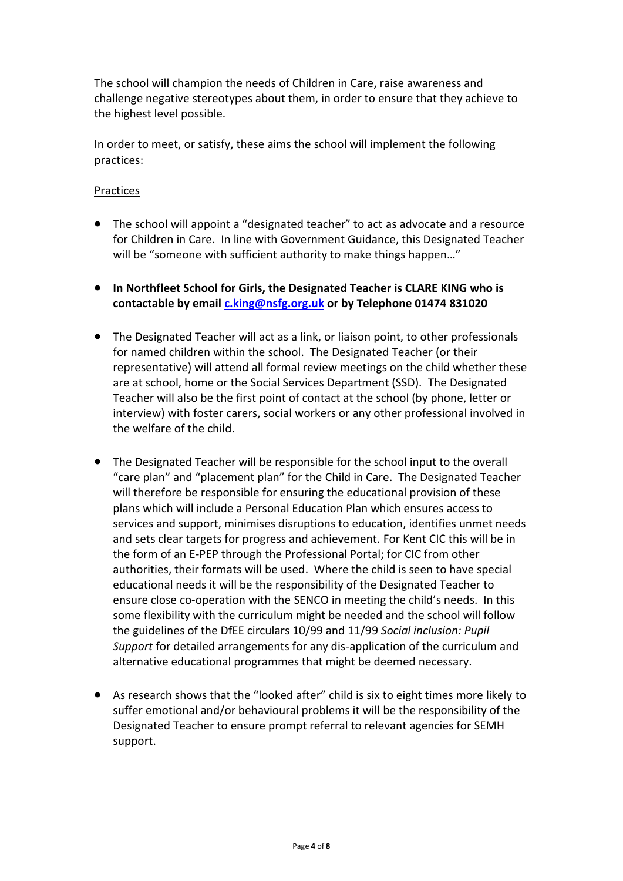The school will champion the needs of Children in Care, raise awareness and challenge negative stereotypes about them, in order to ensure that they achieve to the highest level possible.

In order to meet, or satisfy, these aims the school will implement the following practices:

Practices

- The school will appoint a "designated teacher" to act as advocate and a resource for Children in Care. In line with Government Guidance, this Designated Teacher will be "someone with sufficient authority to make things happen…"

- **In Northfleet School for Girls, the Designated Teacher is CLARE KING who is contactable by email [c.king@nsfg.org.uk](mailto:c.king@nsfg.org.uk) or by Telephone 01474 831020**

- The Designated Teacher will act as a link, or liaison point, to other professionals for named children within the school. The Designated Teacher (or their representative) will attend all formal review meetings on the child whether these are at school, home or the Social Services Department (SSD). The Designated Teacher will also be the first point of contact at the school (by phone, letter or interview) with foster carers, social workers or any other professional involved in the welfare of the child.

- The Designated Teacher will be responsible for the school input to the overall "care plan" and "placement plan" for the Child in Care. The Designated Teacher will therefore be responsible for ensuring the educational provision of these plans which will include a Personal Education Plan which ensures access to services and support, minimises disruptions to education, identifies unmet needs and sets clear targets for progress and achievement. For Kent CIC this will be in the form of an E-PEP through the Professional Portal; for CIC from other authorities, their formats will be used. Where the child is seen to have special educational needs it will be the responsibility of the Designated Teacher to ensure close co-operation with the SENCO in meeting the child's needs. In this some flexibility with the curriculum might be needed and the school will follow the guidelines of the DfEE circulars 10/99 and 11/99 *Social inclusion: Pupil Support* for detailed arrangements for any dis-application of the curriculum and alternative educational programmes that might be deemed necessary.

- As research shows that the "looked after" child is six to eight times more likely to suffer emotional and/or behavioural problems it will be the responsibility of the Designated Teacher to ensure prompt referral to relevant agencies for SEMH support.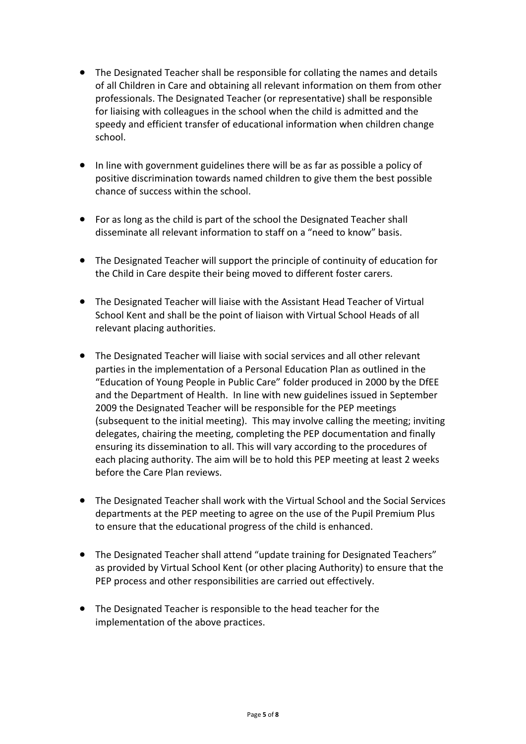- The Designated Teacher shall be responsible for collating the names and details of all Children in Care and obtaining all relevant information on them from other professionals. The Designated Teacher (or representative) shall be responsible for liaising with colleagues in the school when the child is admitted and the speedy and efficient transfer of educational information when children change school.

- In line with government guidelines there will be as far as possible a policy of positive discrimination towards named children to give them the best possible chance of success within the school.

- For as long as the child is part of the school the Designated Teacher shall disseminate all relevant information to staff on a "need to know" basis.

- The Designated Teacher will support the principle of continuity of education for the Child in Care despite their being moved to different foster carers.

- The Designated Teacher will liaise with the Assistant Head Teacher of Virtual School Kent and shall be the point of liaison with Virtual School Heads of all relevant placing authorities.

- The Designated Teacher will liaise with social services and all other relevant parties in the implementation of a Personal Education Plan as outlined in the "Education of Young People in Public Care" folder produced in 2000 by the DfEE and the Department of Health. In line with new guidelines issued in September 2009 the Designated Teacher will be responsible for the PEP meetings (subsequent to the initial meeting). This may involve calling the meeting; inviting delegates, chairing the meeting, completing the PEP documentation and finally ensuring its dissemination to all. This will vary according to the procedures of each placing authority. The aim will be to hold this PEP meeting at least 2 weeks before the Care Plan reviews.

- The Designated Teacher shall work with the Virtual School and the Social Services departments at the PEP meeting to agree on the use of the Pupil Premium Plus to ensure that the educational progress of the child is enhanced.

- The Designated Teacher shall attend "update training for Designated Teachers" as provided by Virtual School Kent (or other placing Authority) to ensure that the PEP process and other responsibilities are carried out effectively.

- The Designated Teacher is responsible to the head teacher for the implementation of the above practices.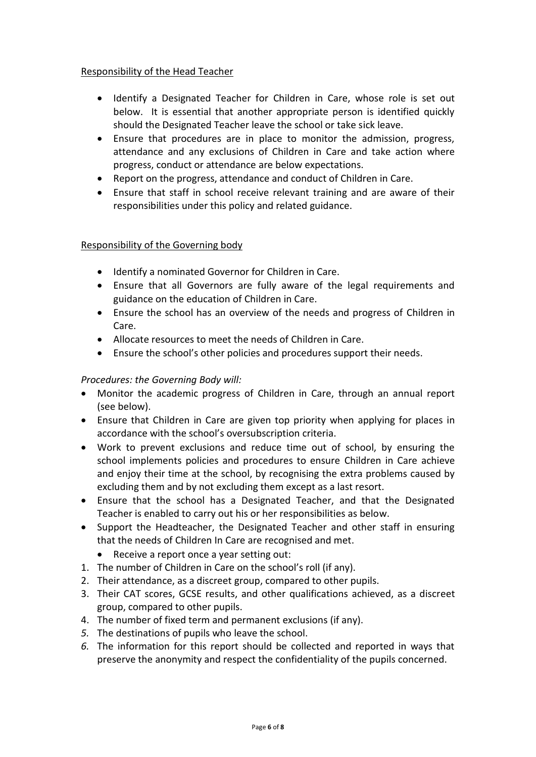Responsibility of the Head Teacher

- Identify a Designated Teacher for Children in Care, whose role is set out below. It is essential that another appropriate person is identified quickly should the Designated Teacher leave the school or take sick leave.
- Ensure that procedures are in place to monitor the admission, progress, attendance and any exclusions of Children in Care and take action where progress, conduct or attendance are below expectations.
- Report on the progress, attendance and conduct of Children in Care.
- Ensure that staff in school receive relevant training and are aware of their responsibilities under this policy and related guidance.

Responsibility of the Governing body

- Identify a nominated Governor for Children in Care.
- Ensure that all Governors are fully aware of the legal requirements and guidance on the education of Children in Care.
- Ensure the school has an overview of the needs and progress of Children in Care.
- Allocate resources to meet the needs of Children in Care.
- Ensure the school's other policies and procedures support their needs.

*Procedures: the Governing Body will:*

- Monitor the academic progress of Children in Care, through an annual report (see below).
- Ensure that Children in Care are given top priority when applying for places in accordance with the school's oversubscription criteria.
- Work to prevent exclusions and reduce time out of school, by ensuring the school implements policies and procedures to ensure Children in Care achieve and enjoy their time at the school, by recognising the extra problems caused by excluding them and by not excluding them except as a last resort.
- Ensure that the school has a Designated Teacher, and that the Designated Teacher is enabled to carry out his or her responsibilities as below.
- Support the Headteacher, the Designated Teacher and other staff in ensuring that the needs of Children In Care are recognised and met.
  - Receive a report once a year setting out:

1. The number of Children in Care on the school's roll (if any).
2. Their attendance, as a discreet group, compared to other pupils.
3. Their CAT scores, GCSE results, and other qualifications achieved, as a discreet group, compared to other pupils.
4. The number of fixed term and permanent exclusions (if any).
5. The destinations of pupils who leave the school.
6. The information for this report should be collected and reported in ways that preserve the anonymity and respect the confidentiality of the pupils concerned.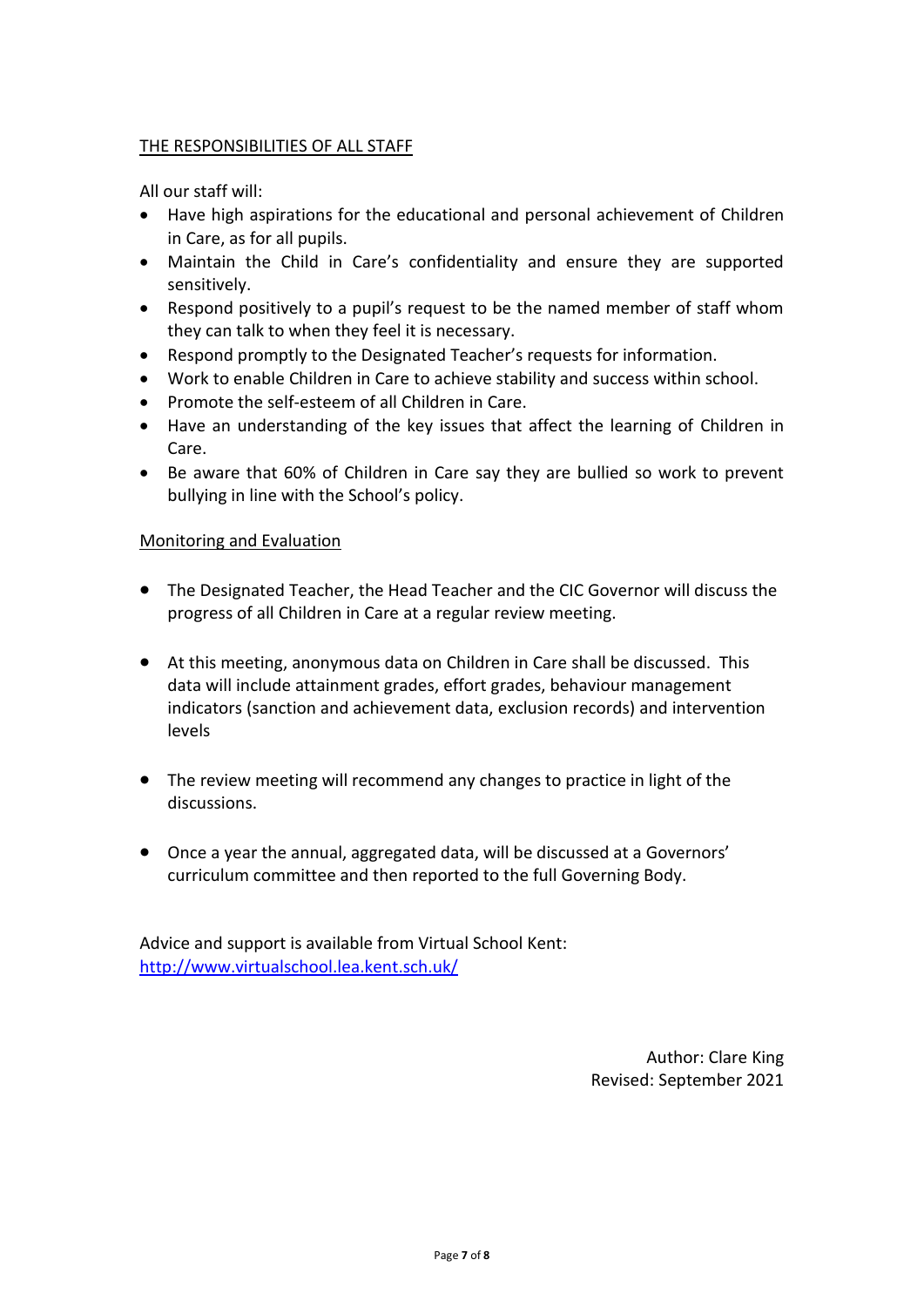## THE RESPONSIBILITIES OF ALL STAFF

All our staff will:

- Have high aspirations for the educational and personal achievement of Children in Care, as for all pupils.
- Maintain the Child in Care's confidentiality and ensure they are supported sensitively.
- Respond positively to a pupil's request to be the named member of staff whom they can talk to when they feel it is necessary.
- Respond promptly to the Designated Teacher's requests for information.
- Work to enable Children in Care to achieve stability and success within school.
- Promote the self-esteem of all Children in Care.
- Have an understanding of the key issues that affect the learning of Children in Care.
- Be aware that 60% of Children in Care say they are bullied so work to prevent bullying in line with the School's policy.

## Monitoring and Evaluation

- The Designated Teacher, the Head Teacher and the CIC Governor will discuss the progress of all Children in Care at a regular review meeting.
- At this meeting, anonymous data on Children in Care shall be discussed. This data will include attainment grades, effort grades, behaviour management indicators (sanction and achievement data, exclusion records) and intervention levels
- The review meeting will recommend any changes to practice in light of the discussions.
- Once a year the annual, aggregated data, will be discussed at a Governors' curriculum committee and then reported to the full Governing Body.

Advice and support is available from Virtual School Kent:
[http://www.virtualschool.lea.kent.sch.uk/](http://www.virtualschool.lea.kent.sch.uk/)

Author: Clare King
Revised: September 2021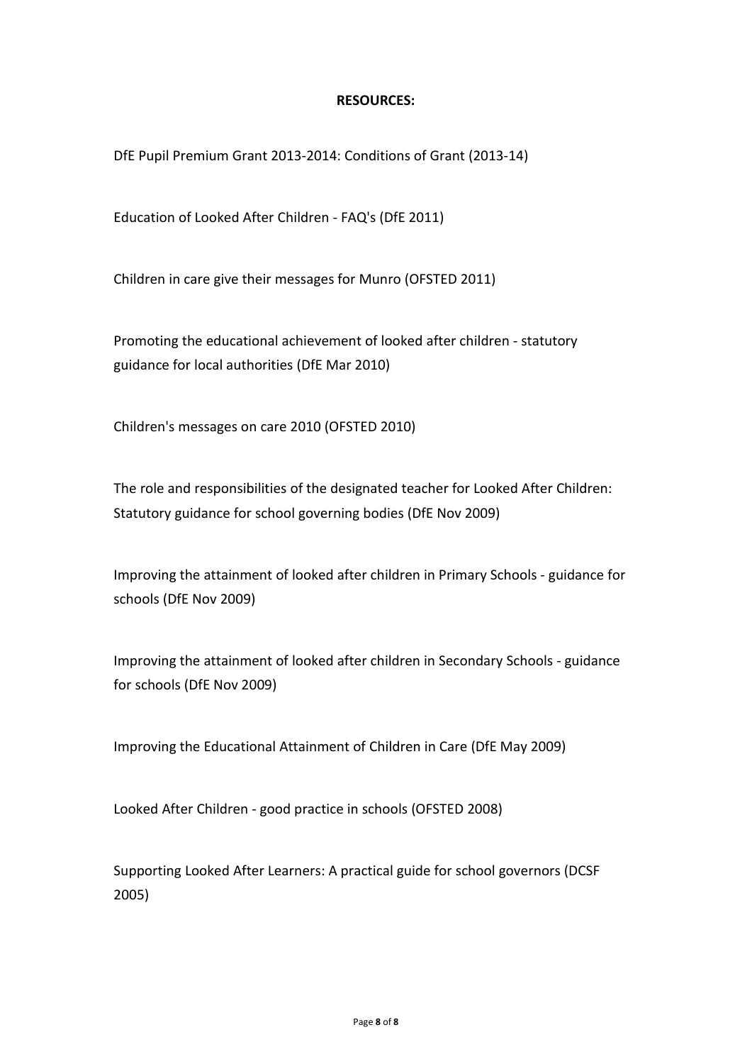**RESOURCES:**

DfE Pupil Premium Grant 2013-2014: Conditions of Grant (2013-14)

Education of Looked After Children - FAQ's (DfE 2011)

Children in care give their messages for Munro (OFSTED 2011)

Promoting the educational achievement of looked after children - statutory guidance for local authorities (DfE Mar 2010)

Children's messages on care 2010 (OFSTED 2010)

The role and responsibilities of the designated teacher for Looked After Children: Statutory guidance for school governing bodies (DfE Nov 2009)

Improving the attainment of looked after children in Primary Schools - guidance for schools (DfE Nov 2009)

Improving the attainment of looked after children in Secondary Schools - guidance for schools (DfE Nov 2009)

Improving the Educational Attainment of Children in Care (DfE May 2009)

Looked After Children - good practice in schools (OFSTED 2008)

Supporting Looked After Learners: A practical guide for school governors (DCSF 2005)